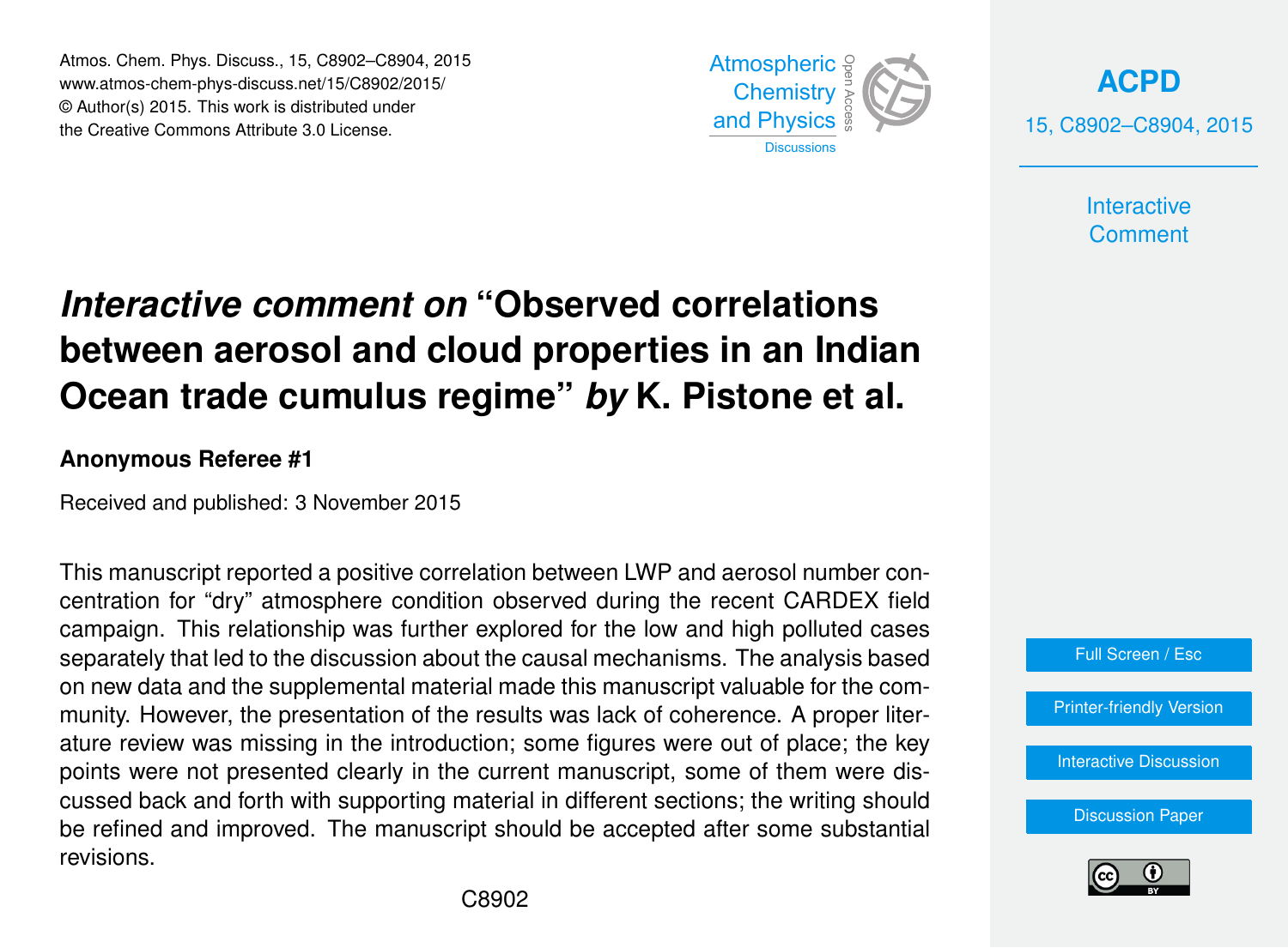# *Interactive comment on* "Observed correlations between aerosol and cloud properties in an Indian Ocean trade cumulus regime" *by* K. Pistone et al.

**Anonymous Referee #1**

Received and published: 3 November 2015

This manuscript reported a positive correlation between LWP and aerosol number concentration for "dry" atmosphere condition observed during the recent CARDEX field campaign. This relationship was further explored for the low and high polluted cases separately that led to the discussion about the causal mechanisms. The analysis based on new data and the supplemental material made this manuscript valuable for the community. However, the presentation of the results was lack of coherence. A proper literature review was missing in the introduction; some figures were out of place; the key points were not presented clearly in the current manuscript, some of them were discussed back and forth with supporting material in different sections; the writing should be refined and improved. The manuscript should be accepted after some substantial revisions.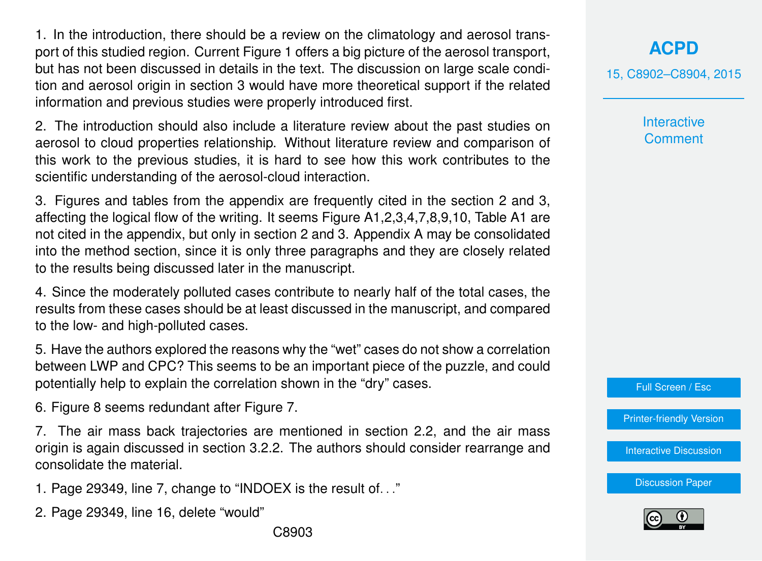1. In the introduction, there should be a review on the climatology and aerosol transport of this studied region. Current Figure 1 offers a big picture of the aerosol transport, but has not been discussed in details in the text. The discussion on large scale condition and aerosol origin in section 3 would have more theoretical support if the related information and previous studies were properly introduced first.

2. The introduction should also include a literature review about the past studies on aerosol to cloud properties relationship. Without literature review and comparison of this work to the previous studies, it is hard to see how this work contributes to the scientific understanding of the aerosol-cloud interaction.

3. Figures and tables from the appendix are frequently cited in the section 2 and 3, affecting the logical flow of the writing. It seems Figure A1,2,3,4,7,8,9,10, Table A1 are not cited in the appendix, but only in section 2 and 3. Appendix A may be consolidated into the method section, since it is only three paragraphs and they are closely related to the results being discussed later in the manuscript.

4. Since the moderately polluted cases contribute to nearly half of the total cases, the results from these cases should be at least discussed in the manuscript, and compared to the low- and high-polluted cases.

5. Have the authors explored the reasons why the "wet" cases do not show a correlation between LWP and CPC? This seems to be an important piece of the puzzle, and could potentially help to explain the correlation shown in the "dry" cases.

6. Figure 8 seems redundant after Figure 7.

7. The air mass back trajectories are mentioned in section 2.2, and the air mass origin is again discussed in section 3.2.2. The authors should consider rearrange and consolidate the material.

1. Page 29349, line 7, change to "INDOEX is the result of..."

2. Page 29349, line 16, delete "would"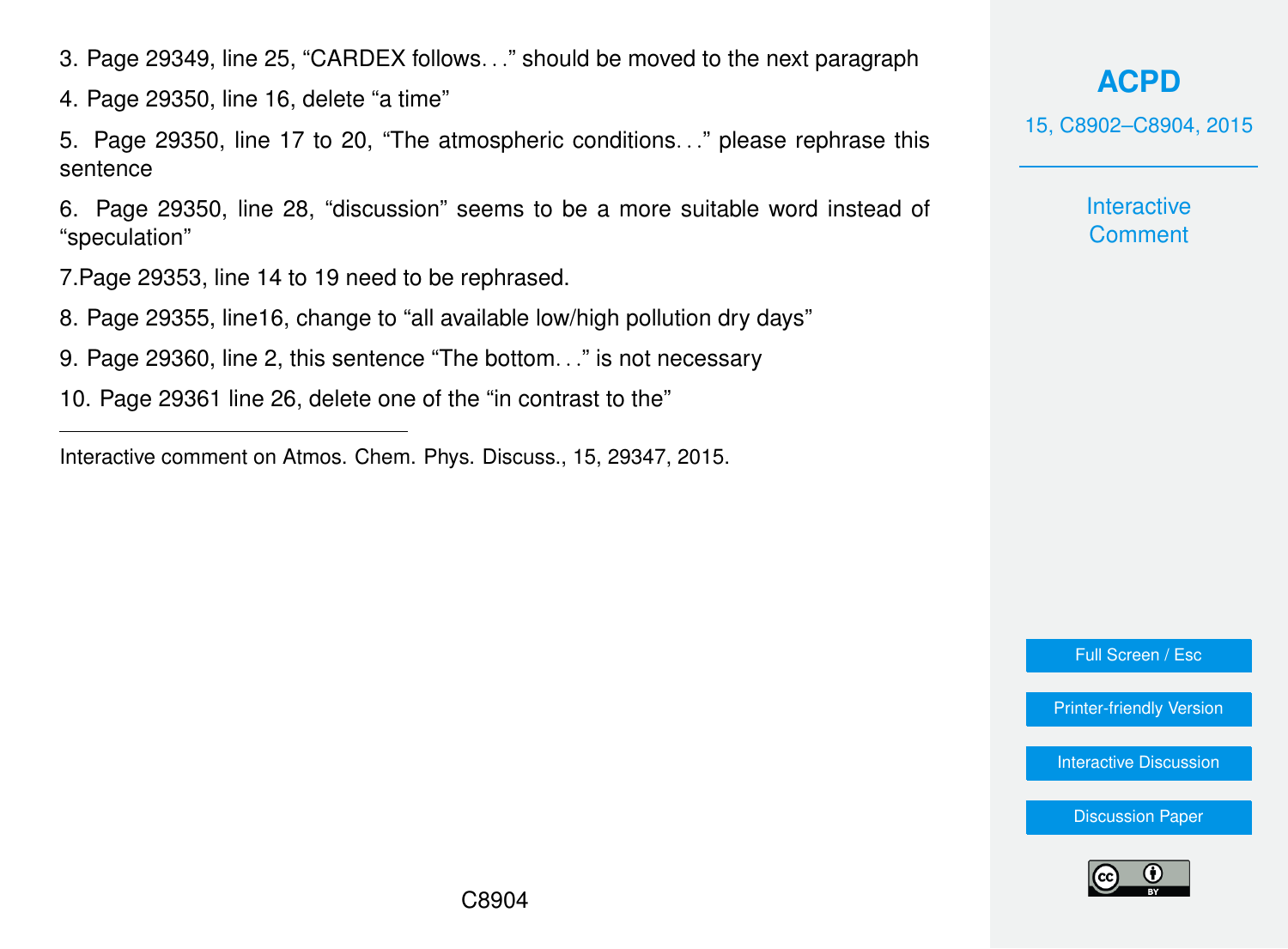3. Page 29349, line 25, “CARDEX follows…” should be moved to the next paragraph

4. Page 29350, line 16, delete “a time”

5. Page 29350, line 17 to 20, “The atmospheric conditions…” please rephrase this sentence

6. Page 29350, line 28, “discussion” seems to be a more suitable word instead of “speculation”

7. Page 29353, line 14 to 19 need to be rephrased.

8. Page 29355, line16, change to “all available low/high pollution dry days”

9. Page 29360, line 2, this sentence “The bottom…” is not necessary

10. Page 29361 line 26, delete one of the “in contrast to the”

---

Interactive comment on Atmos. Chem. Phys. Discuss., 15, 29347, 2015.